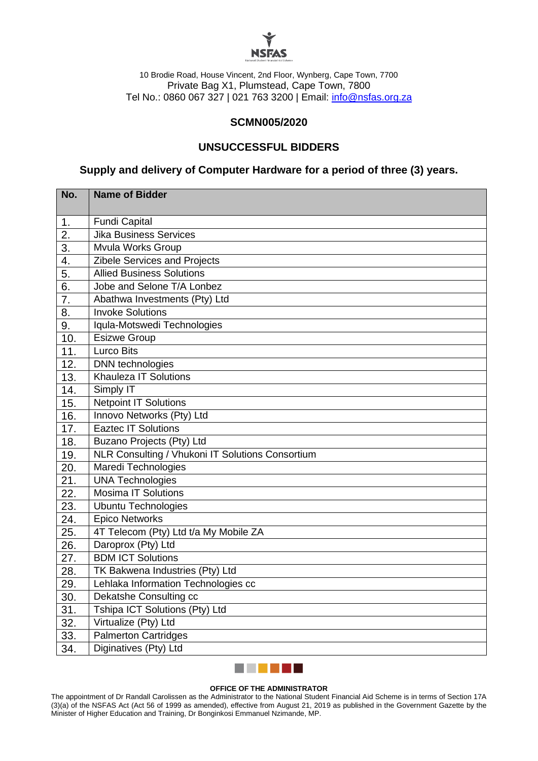NSFAS

10 Brodie Road, House Vincent, 2nd Floor, Wynberg, Cape Town, 7700
Private Bag X1, Plumstead, Cape Town, 7800
Tel No.: 0860 067 327 | 021 763 3200 | Email: info@nsfas.org.za

**SCMN005/2020**

## UNSUCCESSFUL BIDDERS

### Supply and delivery of Computer Hardware for a period of three (3) years.

| No. | Name of Bidder |
|---|---|
| 1. | Fundi Capital |
| 2. | Jika Business Services |
| 3. | Mvula Works Group |
| 4. | Zibele Services and Projects |
| 5. | Allied Business Solutions |
| 6. | Jobe and Selone T/A Lonbez |
| 7. | Abathwa Investments (Pty) Ltd |
| 8. | Invoke Solutions |
| 9. | Iqula-Motswedi Technologies |
| 10. | Esizwe Group |
| 11. | Lurco Bits |
| 12. | DNN technologies |
| 13. | Khauleza IT Solutions |
| 14. | Simply IT |
| 15. | Netpoint IT Solutions |
| 16. | Innovo Networks (Pty) Ltd |
| 17. | Eaztec IT Solutions |
| 18. | Buzano Projects (Pty) Ltd |
| 19. | NLR Consulting / Vhukoni IT Solutions Consortium |
| 20. | Maredi Technologies |
| 21. | UNA Technologies |
| 22. | Mosima IT Solutions |
| 23. | Ubuntu Technologies |
| 24. | Epico Networks |
| 25. | 4T Telecom (Pty) Ltd t/a My Mobile ZA |
| 26. | Daroprox (Pty) Ltd |
| 27. | BDM ICT Solutions |
| 28. | TK Bakwena Industries (Pty) Ltd |
| 29. | Lehlaka Information Technologies cc |
| 30. | Dekatshe Consulting cc |
| 31. | Tshipa ICT Solutions (Pty) Ltd |
| 32. | Virtualize (Pty) Ltd |
| 33. | Palmerton Cartridges |
| 34. | Diginatives (Pty) Ltd |

**OFFICE OF THE ADMINISTRATOR**

The appointment of Dr Randall Carolissen as the Administrator to the National Student Financial Aid Scheme is in terms of Section 17A (3)(a) of the NSFAS Act (Act 56 of 1999 as amended), effective from August 21, 2019 as published in the Government Gazette by the Minister of Higher Education and Training, Dr Bonginkosi Emmanuel Nzimande, MP.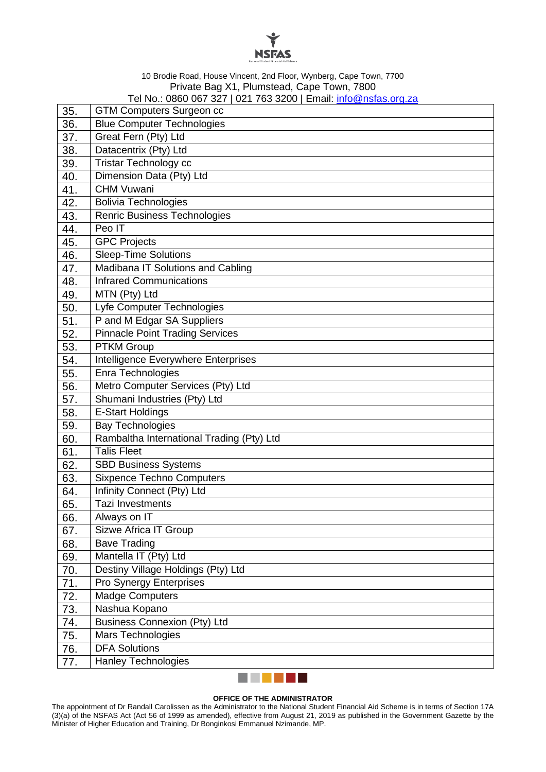| 35. | GTM Computers Surgeon cc |
|---|---|
| 36. | Blue Computer Technologies |
| 37. | Great Fern (Pty) Ltd |
| 38. | Datacentrix (Pty) Ltd |
| 39. | Tristar Technology cc |
| 40. | Dimension Data (Pty) Ltd |
| 41. | CHM Vuwani |
| 42. | Bolivia Technologies |
| 43. | Renric Business Technologies |
| 44. | Peo IT |
| 45. | GPC Projects |
| 46. | Sleep-Time Solutions |
| 47. | Madibana IT Solutions and Cabling |
| 48. | Infrared Communications |
| 49. | MTN (Pty) Ltd |
| 50. | Lyfe Computer Technologies |
| 51. | P and M Edgar SA Suppliers |
| 52. | Pinnacle Point Trading Services |
| 53. | PTKM Group |
| 54. | Intelligence Everywhere Enterprises |
| 55. | Enra Technologies |
| 56. | Metro Computer Services (Pty) Ltd |
| 57. | Shumani Industries (Pty) Ltd |
| 58. | E-Start Holdings |
| 59. | Bay Technologies |
| 60. | Rambaltha International Trading (Pty) Ltd |
| 61. | Talis Fleet |
| 62. | SBD Business Systems |
| 63. | Sixpence Techno Computers |
| 64. | Infinity Connect (Pty) Ltd |
| 65. | Tazi Investments |
| 66. | Always on IT |
| 67. | Sizwe Africa IT Group |
| 68. | Bave Trading |
| 69. | Mantella IT (Pty) Ltd |
| 70. | Destiny Village Holdings (Pty) Ltd |
| 71. | Pro Synergy Enterprises |
| 72. | Madge Computers |
| 73. | Nashua Kopano |
| 74. | Business Connexion (Pty) Ltd |
| 75. | Mars Technologies |
| 76. | DFA Solutions |
| 77. | Hanley Technologies |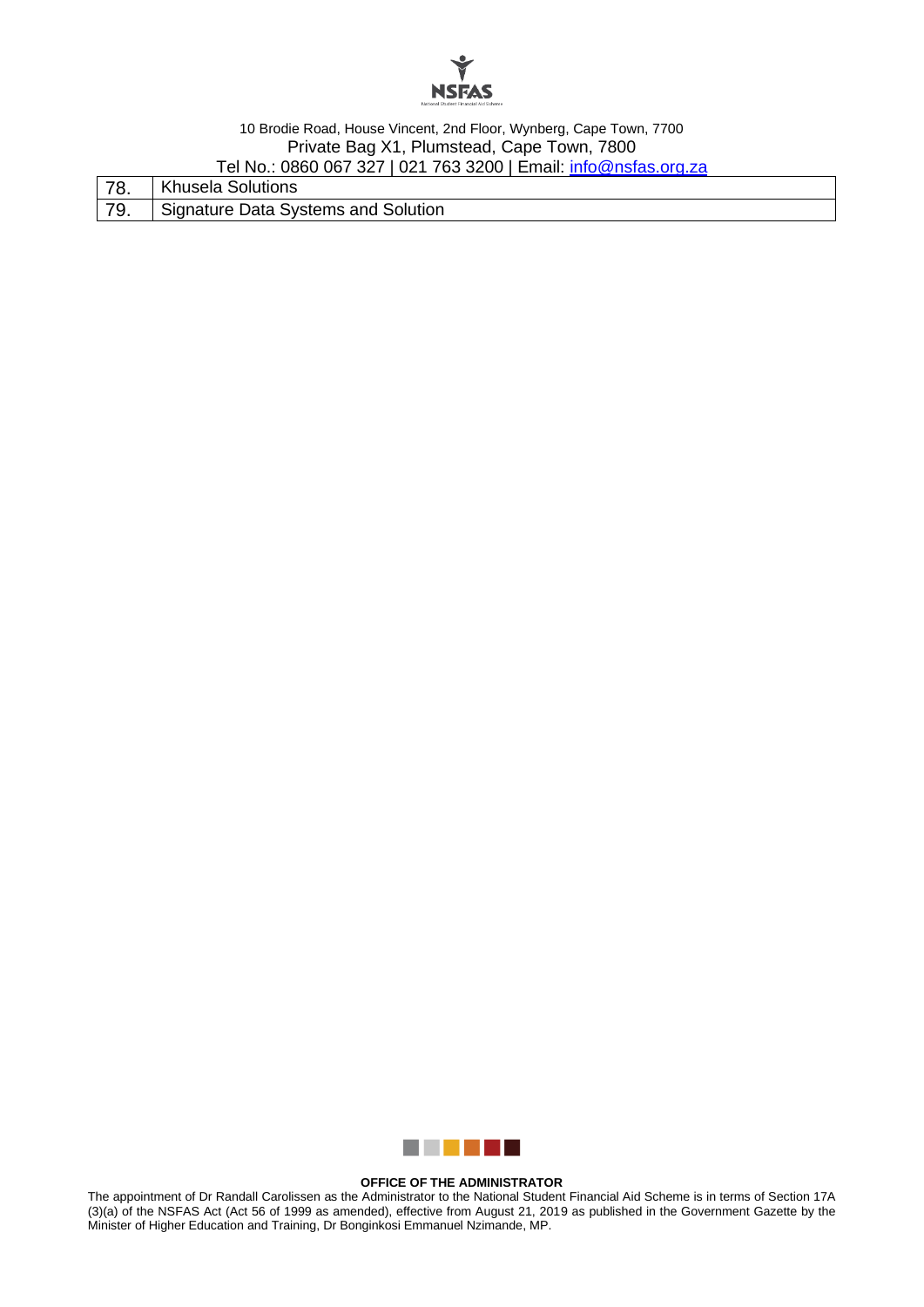| | |
|---|---|
| 78. | Khusela Solutions |
| 79. | Signature Data Systems and Solution |

**OFFICE OF THE ADMINISTRATOR**

The appointment of Dr Randall Carolissen as the Administrator to the National Student Financial Aid Scheme is in terms of Section 17A (3)(a) of the NSFAS Act (Act 56 of 1999 as amended), effective from August 21, 2019 as published in the Government Gazette by the Minister of Higher Education and Training, Dr Bonginkosi Emmanuel Nzimande, MP.